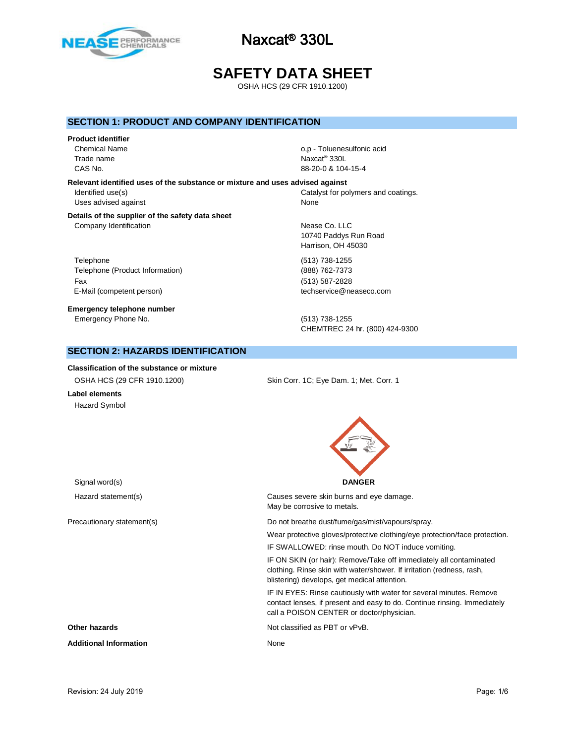# Naxcat® 330L

# SAFETY DATA SHEET

OSHA HCS (29 CFR 1910.1200)

## SECTION 1: PRODUCT AND COMPANY IDENTIFICATION

**Product identifier**

| | |
|---|---|
| Chemical Name | o,p - Toluenesulfonic acid |
| Trade name | Naxcat® 330L |
| CAS No. | 88-20-0 & 104-15-4 |

**Relevant identified uses of the substance or mixture and uses advised against**

| | |
|---|---|
| Identified use(s) | Catalyst for polymers and coatings. |
| Uses advised against | None |

**Details of the supplier of the safety data sheet**

| | |
|---|---|
| Company Identification | Nease Co. LLC<br>10740 Paddys Run Road<br>Harrison, OH 45030 |
| Telephone | (513) 738-1255 |
| Telephone (Product Information) | (888) 762-7373 |
| Fax | (513) 587-2828 |
| E-Mail (competent person) | techservice@neaseco.com |

**Emergency telephone number**

| | |
|---|---|
| Emergency Phone No. | (513) 738-1255<br>CHEMTREC 24 hr. (800) 424-9300 |

## SECTION 2: HAZARDS IDENTIFICATION

**Classification of the substance or mixture**

| | |
|---|---|
| OSHA HCS (29 CFR 1910.1200) | Skin Corr. 1C; Eye Dam. 1; Met. Corr. 1 |

**Label elements**

Hazard Symbol

| | |
|---|---|
| Signal word(s) | **DANGER** |
| Hazard statement(s) | Causes severe skin burns and eye damage.<br>May be corrosive to metals. |

Precautionary statement(s)

- Do not breathe dust/fume/gas/mist/vapours/spray.
- Wear protective gloves/protective clothing/eye protection/face protection.
- IF SWALLOWED: rinse mouth. Do NOT induce vomiting.
- IF ON SKIN (or hair): Remove/Take off immediately all contaminated clothing. Rinse skin with water/shower. If irritation (redness, rash, blistering) develops, get medical attention.
- IF IN EYES: Rinse cautiously with water for several minutes. Remove contact lenses, if present and easy to do. Continue rinsing. Immediately call a POISON CENTER or doctor/physician.

**Other hazards** Not classified as PBT or vPvB.

**Additional Information** None

Revision: 24 July 2019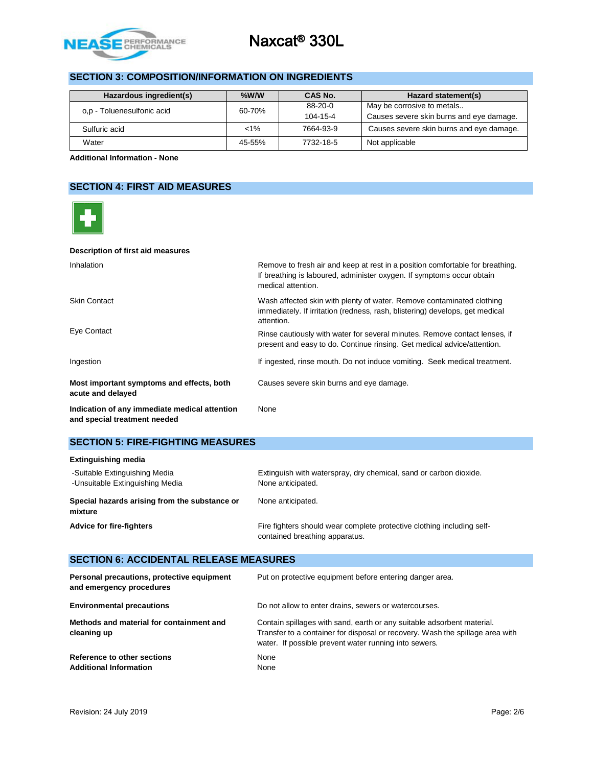## SECTION 3: COMPOSITION/INFORMATION ON INGREDIENTS

| Hazardous ingredient(s) | %W/W | CAS No. | Hazard statement(s) |
|---|---|---|---|
| o,p - Toluenesulfonic acid | 60-70% | 88-20-0<br>104-15-4 | May be corrosive to metals..<br>Causes severe skin burns and eye damage. |
| Sulfuric acid | <1% | 7664-93-9 | Causes severe skin burns and eye damage. |
| Water | 45-55% | 7732-18-5 | Not applicable |

**Additional Information - None**

## SECTION 4: FIRST AID MEASURES

**Description of first aid measures**

| | |
|---|---|
| Inhalation | Remove to fresh air and keep at rest in a position comfortable for breathing. If breathing is laboured, administer oxygen. If symptoms occur obtain medical attention. |
| Skin Contact | Wash affected skin with plenty of water. Remove contaminated clothing immediately. If irritation (redness, rash, blistering) develops, get medical attention. |
| Eye Contact | Rinse cautiously with water for several minutes. Remove contact lenses, if present and easy to do. Continue rinsing. Get medical advice/attention. |
| Ingestion | If ingested, rinse mouth. Do not induce vomiting. Seek medical treatment. |
| **Most important symptoms and effects, both acute and delayed** | Causes severe skin burns and eye damage. |
| **Indication of any immediate medical attention and special treatment needed** | None |

## SECTION 5: FIRE-FIGHTING MEASURES

**Extinguishing media**

| | |
|---|---|
| -Suitable Extinguishing Media | Extinguish with waterspray, dry chemical, sand or carbon dioxide. |
| -Unsuitable Extinguishing Media | None anticipated. |
| **Special hazards arising from the substance or mixture** | None anticipated. |
| **Advice for fire-fighters** | Fire fighters should wear complete protective clothing including self-contained breathing apparatus. |

## SECTION 6: ACCIDENTAL RELEASE MEASURES

| | |
|---|---|
| **Personal precautions, protective equipment and emergency procedures** | Put on protective equipment before entering danger area. |
| **Environmental precautions** | Do not allow to enter drains, sewers or watercourses. |
| **Methods and material for containment and cleaning up** | Contain spillages with sand, earth or any suitable adsorbent material. Transfer to a container for disposal or recovery. Wash the spillage area with water. If possible prevent water running into sewers. |
| **Reference to other sections** | None |
| **Additional Information** | None |

Revision: 24 July 2019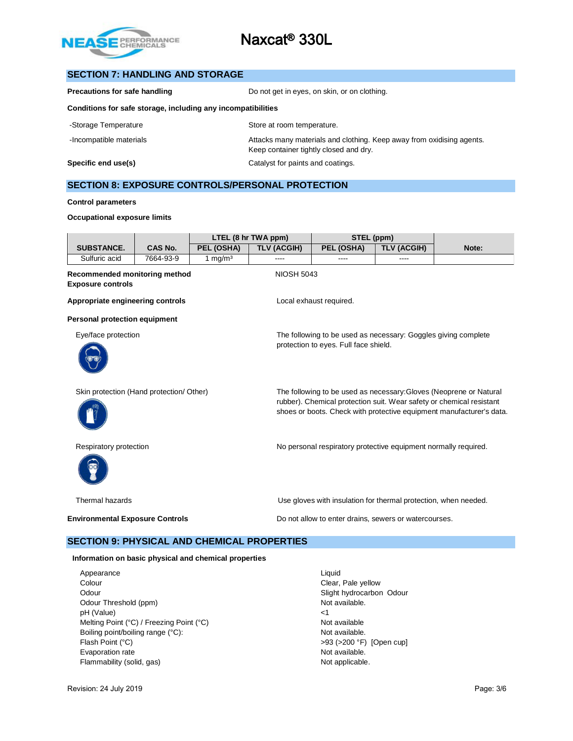## SECTION 7: HANDLING AND STORAGE

**Precautions for safe handling** — Do not get in eyes, on skin, or on clothing.

**Conditions for safe storage, including any incompatibilities**

-Storage Temperature — Store at room temperature.

-Incompatible materials — Attacks many materials and clothing. Keep away from oxidising agents. Keep container tightly closed and dry.

**Specific end use(s)** — Catalyst for paints and coatings.

## SECTION 8: EXPOSURE CONTROLS/PERSONAL PROTECTION

**Control parameters**

**Occupational exposure limits**

| SUBSTANCE. | CAS No. | LTEL (8 hr TWA ppm) | | STEL (ppm) | | Note: |
|---|---|---|---|---|---|---|
| | | PEL (OSHA) | TLV (ACGIH) | PEL (OSHA) | TLV (ACGIH) | |
| Sulfuric acid | 7664-93-9 | 1 mg/m³ | ---- | ---- | ---- | |

**Recommended monitoring method** — NIOSH 5043

**Exposure controls**

**Appropriate engineering controls** — Local exhaust required.

**Personal protection equipment**

Eye/face protection — The following to be used as necessary: Goggles giving complete protection to eyes. Full face shield.

Skin protection (Hand protection/ Other) — The following to be used as necessary:Gloves (Neoprene or Natural rubber). Chemical protection suit. Wear safety or chemical resistant shoes or boots. Check with protective equipment manufacturer's data.

Respiratory protection — No personal respiratory protective equipment normally required.

Thermal hazards — Use gloves with insulation for thermal protection, when needed.

**Environmental Exposure Controls** — Do not allow to enter drains, sewers or watercourses.

## SECTION 9: PHYSICAL AND CHEMICAL PROPERTIES

**Information on basic physical and chemical properties**

| Property | Value |
|---|---|
| Appearance | Liquid |
| Colour | Clear, Pale yellow |
| Odour | Slight hydrocarbon Odour |
| Odour Threshold (ppm) | Not available. |
| pH (Value) | <1 |
| Melting Point (°C) / Freezing Point (°C) | Not available |
| Boiling point/boiling range (°C): | Not available. |
| Flash Point (°C) | >93 (>200 °F) [Open cup] |
| Evaporation rate | Not available. |
| Flammability (solid, gas) | Not applicable. |

Revision: 24 July 2019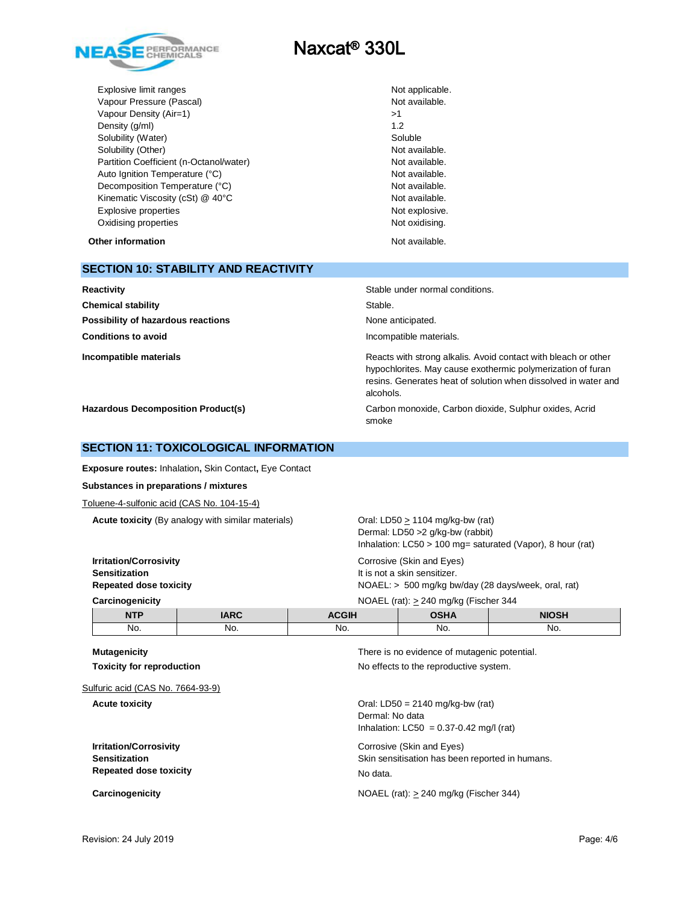| | |
|---|---|
| Explosive limit ranges | Not applicable. |
| Vapour Pressure (Pascal) | Not available. |
| Vapour Density (Air=1) | >1 |
| Density (g/ml) | 1.2 |
| Solubility (Water) | Soluble |
| Solubility (Other) | Not available. |
| Partition Coefficient (n-Octanol/water) | Not available. |
| Auto Ignition Temperature (°C) | Not available. |
| Decomposition Temperature (°C) | Not available. |
| Kinematic Viscosity (cSt) @ 40°C | Not available. |
| Explosive properties | Not explosive. |
| Oxidising properties | Not oxidising. |

**Other information** Not available.

## SECTION 10: STABILITY AND REACTIVITY

**Reactivity** Stable under normal conditions.

**Chemical stability** Stable.

**Possibility of hazardous reactions** None anticipated.

**Conditions to avoid** Incompatible materials.

**Incompatible materials** Reacts with strong alkalis. Avoid contact with bleach or other hypochlorites. May cause exothermic polymerization of furan resins. Generates heat of solution when dissolved in water and alcohols.

**Hazardous Decomposition Product(s)** Carbon monoxide, Carbon dioxide, Sulphur oxides, Acrid smoke

## SECTION 11: TOXICOLOGICAL INFORMATION

**Exposure routes:** Inhalation**,** Skin Contact**,** Eye Contact

**Substances in preparations / mixtures**

Toluene-4-sulfonic acid (CAS No. 104-15-4)

**Acute toxicity** (By analogy with similar materials)
Oral: LD50 ≥ 1104 mg/kg-bw (rat)
Dermal: LD50 >2 g/kg-bw (rabbit)
Inhalation: LC50 > 100 mg= saturated (Vapor), 8 hour (rat)

**Irritation/Corrosivity** Corrosive (Skin and Eyes)

**Sensitization** It is not a skin sensitizer.

**Repeated dose toxicity** NOAEL: > 500 mg/kg bw/day (28 days/week, oral, rat)

**Carcinogenicity** NOAEL (rat): ≥ 240 mg/kg (Fischer 344

| NTP | IARC | ACGIH | OSHA | NIOSH |
|---|---|---|---|---|
| No. | No. | No. | No. | No. |

**Mutagenicity** There is no evidence of mutagenic potential.

**Toxicity for reproduction** No effects to the reproductive system.

Sulfuric acid (CAS No. 7664-93-9)

**Acute toxicity**
Oral: LD50 = 2140 mg/kg-bw (rat)
Dermal: No data
Inhalation: LC50 = 0.37-0.42 mg/l (rat)

**Irritation/Corrosivity** Corrosive (Skin and Eyes)

**Sensitization** Skin sensitisation has been reported in humans.

**Repeated dose toxicity** No data.

**Carcinogenicity** NOAEL (rat): ≥ 240 mg/kg (Fischer 344)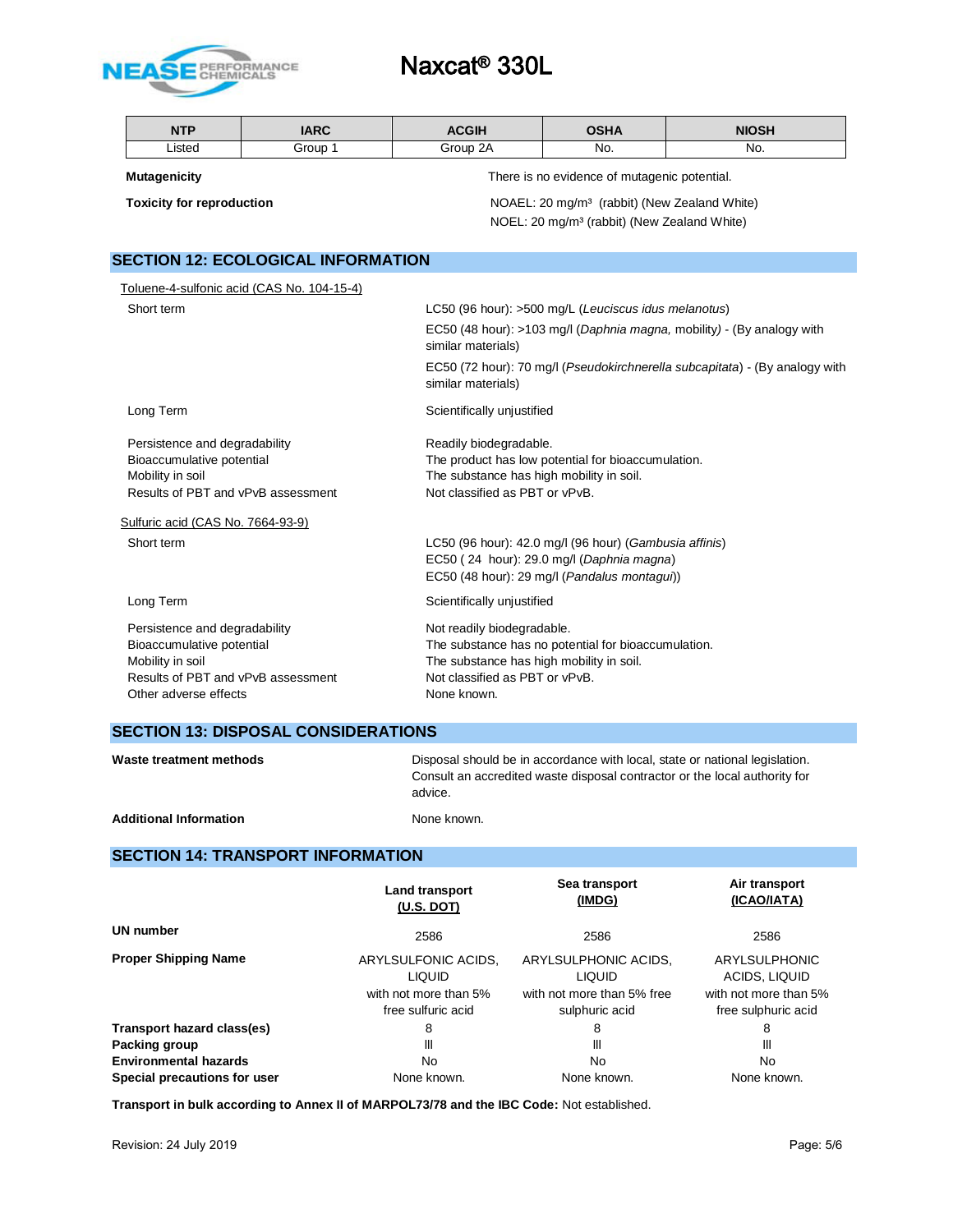| NTP | IARC | ACGIH | OSHA | NIOSH |
|---|---|---|---|---|
| Listed | Group 1 | Group 2A | No. | No. |

**Mutagenicity** There is no evidence of mutagenic potential.

**Toxicity for reproduction** NOAEL: 20 mg/m³ (rabbit) (New Zealand White)
NOEL: 20 mg/m³ (rabbit) (New Zealand White)

## SECTION 12: ECOLOGICAL INFORMATION

Toluene-4-sulfonic acid (CAS No. 104-15-4)

| | |
|---|---|
| Short term | LC50 (96 hour): >500 mg/L (*Leuciscus idus melanotus*) |
| | EC50 (48 hour): >103 mg/l (*Daphnia magna,* mobility) - (By analogy with similar materials) |
| | EC50 (72 hour): 70 mg/l (*Pseudokirchnerella subcapitata*) - (By analogy with similar materials) |
| Long Term | Scientifically unjustified |
| Persistence and degradability | Readily biodegradable. |
| Bioaccumulative potential | The product has low potential for bioaccumulation. |
| Mobility in soil | The substance has high mobility in soil. |
| Results of PBT and vPvB assessment | Not classified as PBT or vPvB. |

Sulfuric acid (CAS No. 7664-93-9)

| | |
|---|---|
| Short term | LC50 (96 hour): 42.0 mg/l (96 hour) (*Gambusia affinis*) |
| | EC50 ( 24 hour): 29.0 mg/l (*Daphnia magna*) |
| | EC50 (48 hour): 29 mg/l (*Pandalus montagui*)) |
| Long Term | Scientifically unjustified |
| Persistence and degradability | Not readily biodegradable. |
| Bioaccumulative potential | The substance has no potential for bioaccumulation. |
| Mobility in soil | The substance has high mobility in soil. |
| Results of PBT and vPvB assessment | Not classified as PBT or vPvB. |
| Other adverse effects | None known. |

## SECTION 13: DISPOSAL CONSIDERATIONS

**Waste treatment methods** Disposal should be in accordance with local, state or national legislation. Consult an accredited waste disposal contractor or the local authority for advice.

**Additional Information** None known.

## SECTION 14: TRANSPORT INFORMATION

| | Land transport (U.S. DOT) | Sea transport (IMDG) | Air transport (ICAO/IATA) |
|---|---|---|---|
| **UN number** | 2586 | 2586 | 2586 |
| **Proper Shipping Name** | ARYLSULFONIC ACIDS, LIQUID with not more than 5% free sulfuric acid | ARYLSULPHONIC ACIDS, LIQUID with not more than 5% free sulphuric acid | ARYLSULPHONIC ACIDS, LIQUID with not more than 5% free sulphuric acid |
| **Transport hazard class(es)** | 8 | 8 | 8 |
| **Packing group** | III | III | III |
| **Environmental hazards** | No | No | No |
| **Special precautions for user** | None known. | None known. | None known. |

**Transport in bulk according to Annex II of MARPOL73/78 and the IBC Code:** Not established.

Revision: 24 July 2019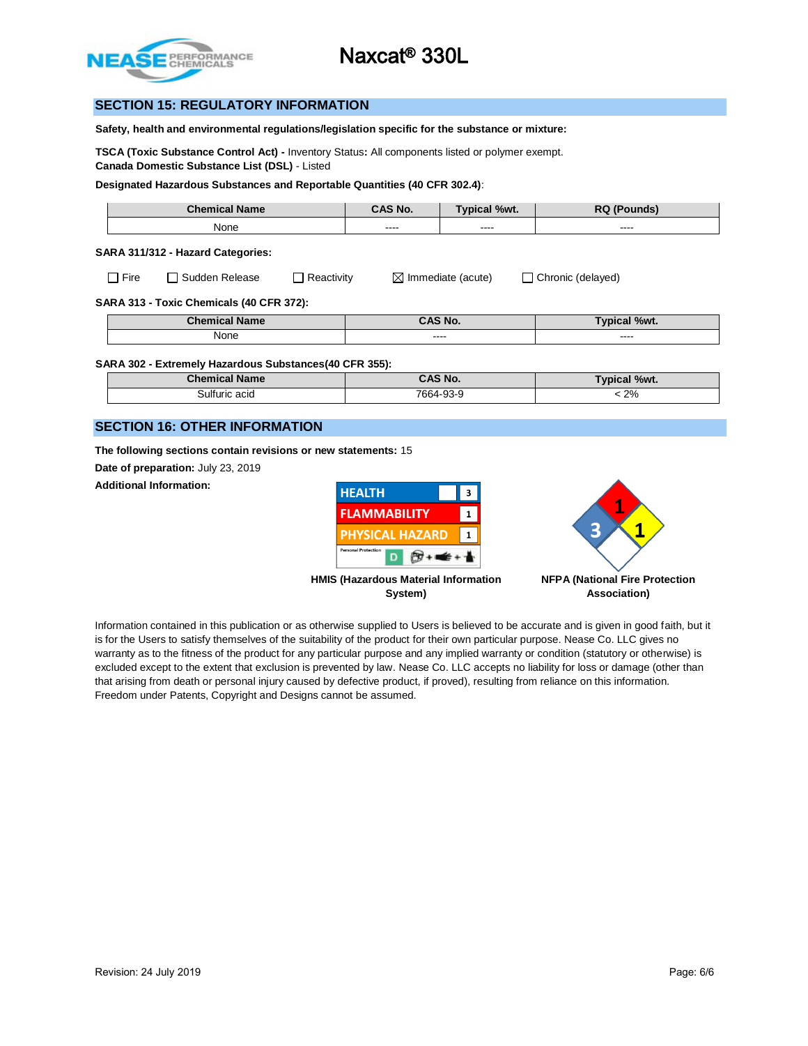## SECTION 15: REGULATORY INFORMATION

**Safety, health and environmental regulations/legislation specific for the substance or mixture:**

**TSCA (Toxic Substance Control Act) -** Inventory Status**:** All components listed or polymer exempt.
**Canada Domestic Substance List (DSL)** - Listed

**Designated Hazardous Substances and Reportable Quantities (40 CFR 302.4)**:

| Chemical Name | CAS No. | Typical %wt. | RQ (Pounds) |
|---|---|---|---|
| None | ---- | ---- | ---- |

**SARA 311/312 - Hazard Categories:**

☐ Fire ☐ Sudden Release ☐ Reactivity ☒ Immediate (acute) ☐ Chronic (delayed)

**SARA 313 - Toxic Chemicals (40 CFR 372):**

| Chemical Name | CAS No. | Typical %wt. |
|---|---|---|
| None | ---- | ---- |

**SARA 302 - Extremely Hazardous Substances(40 CFR 355):**

| Chemical Name | CAS No. | Typical %wt. |
|---|---|---|
| Sulfuric acid | 7664-93-9 | < 2% |

## SECTION 16: OTHER INFORMATION

**The following sections contain revisions or new statements:** 15

**Date of preparation:** July 23, 2019

**Additional Information:**

HEALTH 3
FLAMMABILITY 1
PHYSICAL HAZARD 1
Personal Protection D

**HMIS (Hazardous Material Information System)**

1
3
1

**NFPA (National Fire Protection Association)**

Information contained in this publication or as otherwise supplied to Users is believed to be accurate and is given in good faith, but it is for the Users to satisfy themselves of the suitability of the product for their own particular purpose. Nease Co. LLC gives no warranty as to the fitness of the product for any particular purpose and any implied warranty or condition (statutory or otherwise) is excluded except to the extent that exclusion is prevented by law. Nease Co. LLC accepts no liability for loss or damage (other than that arising from death or personal injury caused by defective product, if proved), resulting from reliance on this information. Freedom under Patents, Copyright and Designs cannot be assumed.

Revision: 24 July 2019